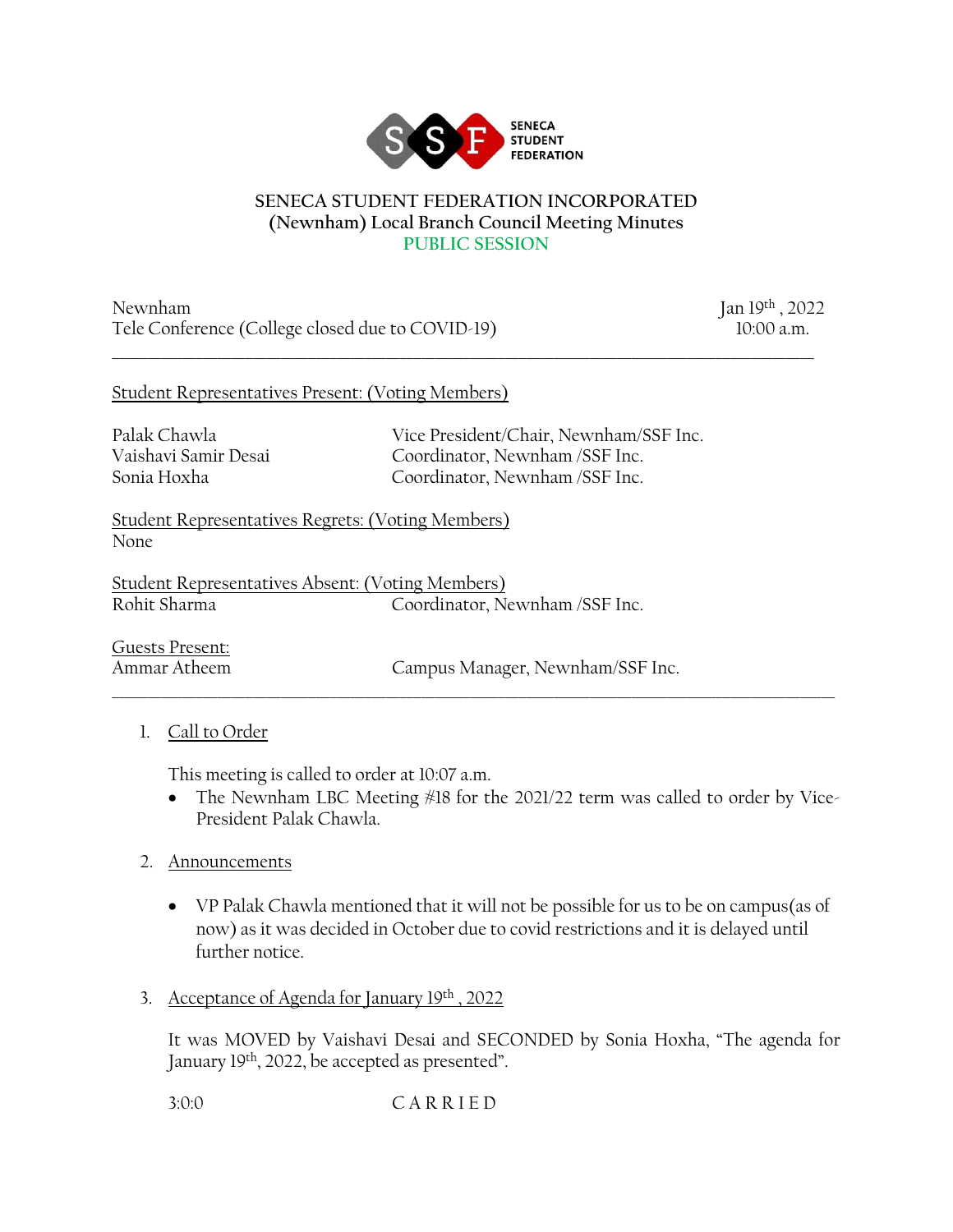SENECA STUDENT FEDERATION

# SENECA STUDENT FEDERATION INCORPORATED
## (Newnham) Local Branch Council Meeting Minutes
### PUBLIC SESSION

Newnham
Tele Conference (College closed due to COVID-19)

Jan 19th , 2022
10:00 a.m.

---

Student Representatives Present: (Voting Members)

| | |
|---|---|
| Palak Chawla | Vice President/Chair, Newnham/SSF Inc. |
| Vaishavi Samir Desai | Coordinator, Newnham /SSF Inc. |
| Sonia Hoxha | Coordinator, Newnham /SSF Inc. |

Student Representatives Regrets: (Voting Members)
None

Student Representatives Absent: (Voting Members)

| | |
|---|---|
| Rohit Sharma | Coordinator, Newnham /SSF Inc. |

Guests Present:

| | |
|---|---|
| Ammar Atheem | Campus Manager, Newnham/SSF Inc. |

---

1. Call to Order

   This meeting is called to order at 10:07 a.m.
   - The Newnham LBC Meeting #18 for the 2021/22 term was called to order by Vice-President Palak Chawla.

2. Announcements

   - VP Palak Chawla mentioned that it will not be possible for us to be on campus(as of now) as it was decided in October due to covid restrictions and it is delayed until further notice.

3. Acceptance of Agenda for January 19th , 2022

   It was MOVED by Vaishavi Desai and SECONDED by Sonia Hoxha, "The agenda for January 19th, 2022, be accepted as presented".

   3:0:0 C A R R I E D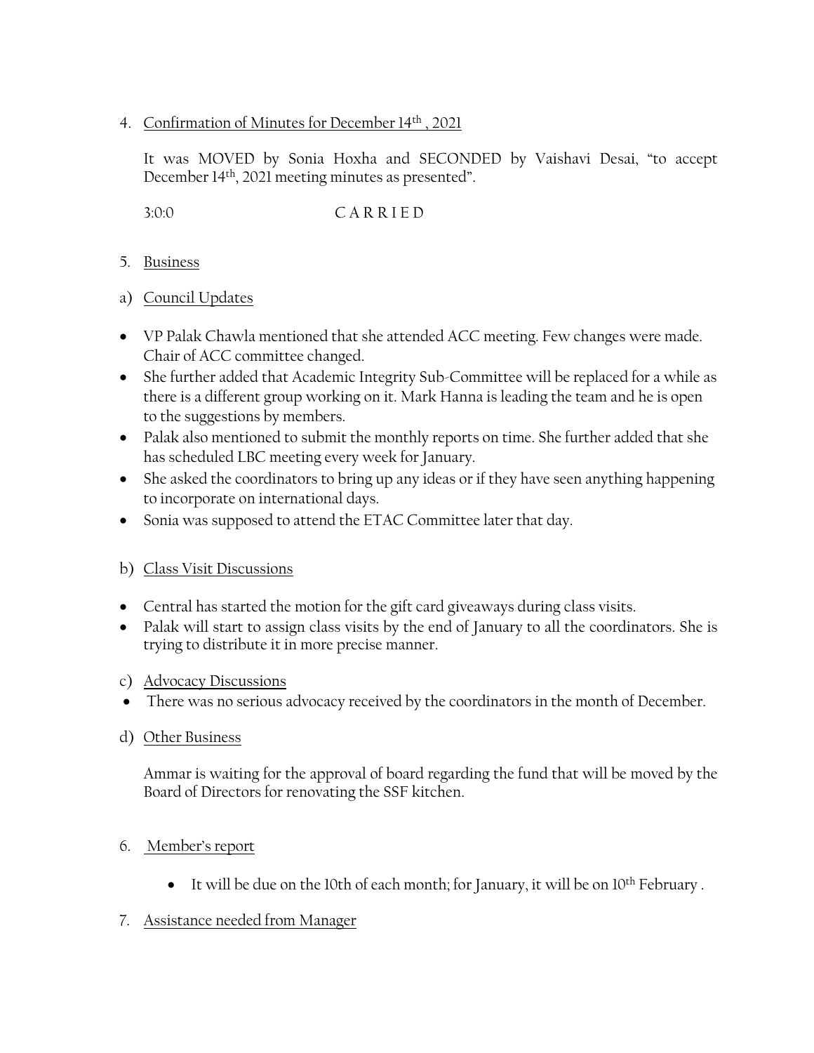4. Confirmation of Minutes for December 14th , 2021

   It was MOVED by Sonia Hoxha and SECONDED by Vaishavi Desai, "to accept December 14th, 2021 meeting minutes as presented".

   3:0:0 C A R R I E D

5. Business

a) Council Updates

- VP Palak Chawla mentioned that she attended ACC meeting. Few changes were made. Chair of ACC committee changed.
- She further added that Academic Integrity Sub-Committee will be replaced for a while as there is a different group working on it. Mark Hanna is leading the team and he is open to the suggestions by members.
- Palak also mentioned to submit the monthly reports on time. She further added that she has scheduled LBC meeting every week for January.
- She asked the coordinators to bring up any ideas or if they have seen anything happening to incorporate on international days.
- Sonia was supposed to attend the ETAC Committee later that day.

b) Class Visit Discussions

- Central has started the motion for the gift card giveaways during class visits.
- Palak will start to assign class visits by the end of January to all the coordinators. She is trying to distribute it in more precise manner.

c) Advocacy Discussions

- There was no serious advocacy received by the coordinators in the month of December.

d) Other Business

   Ammar is waiting for the approval of board regarding the fund that will be moved by the Board of Directors for renovating the SSF kitchen.

6. Member's report

   - It will be due on the 10th of each month; for January, it will be on 10th February .

7. Assistance needed from Manager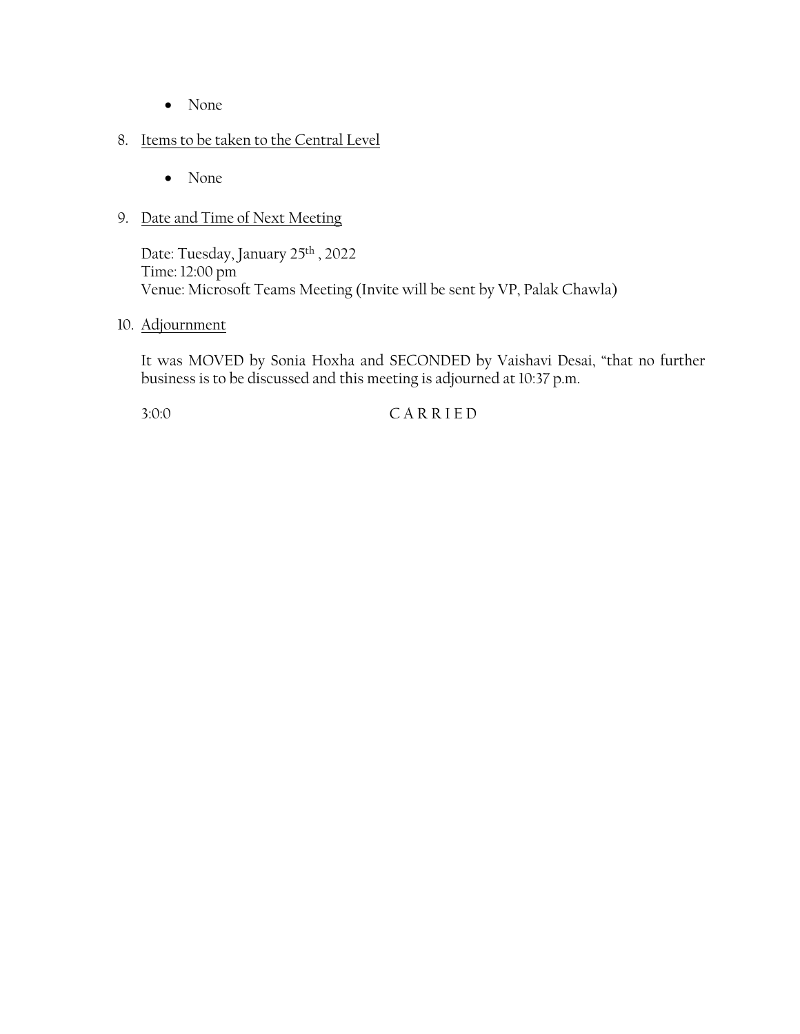- None

8. Items to be taken to the Central Level

    - None

9. Date and Time of Next Meeting

    Date: Tuesday, January 25th , 2022
    Time: 12:00 pm
    Venue: Microsoft Teams Meeting (Invite will be sent by VP, Palak Chawla)

10. Adjournment

    It was MOVED by Sonia Hoxha and SECONDED by Vaishavi Desai, "that no further business is to be discussed and this meeting is adjourned at 10:37 p.m.

    3:0:0 C A R R I E D